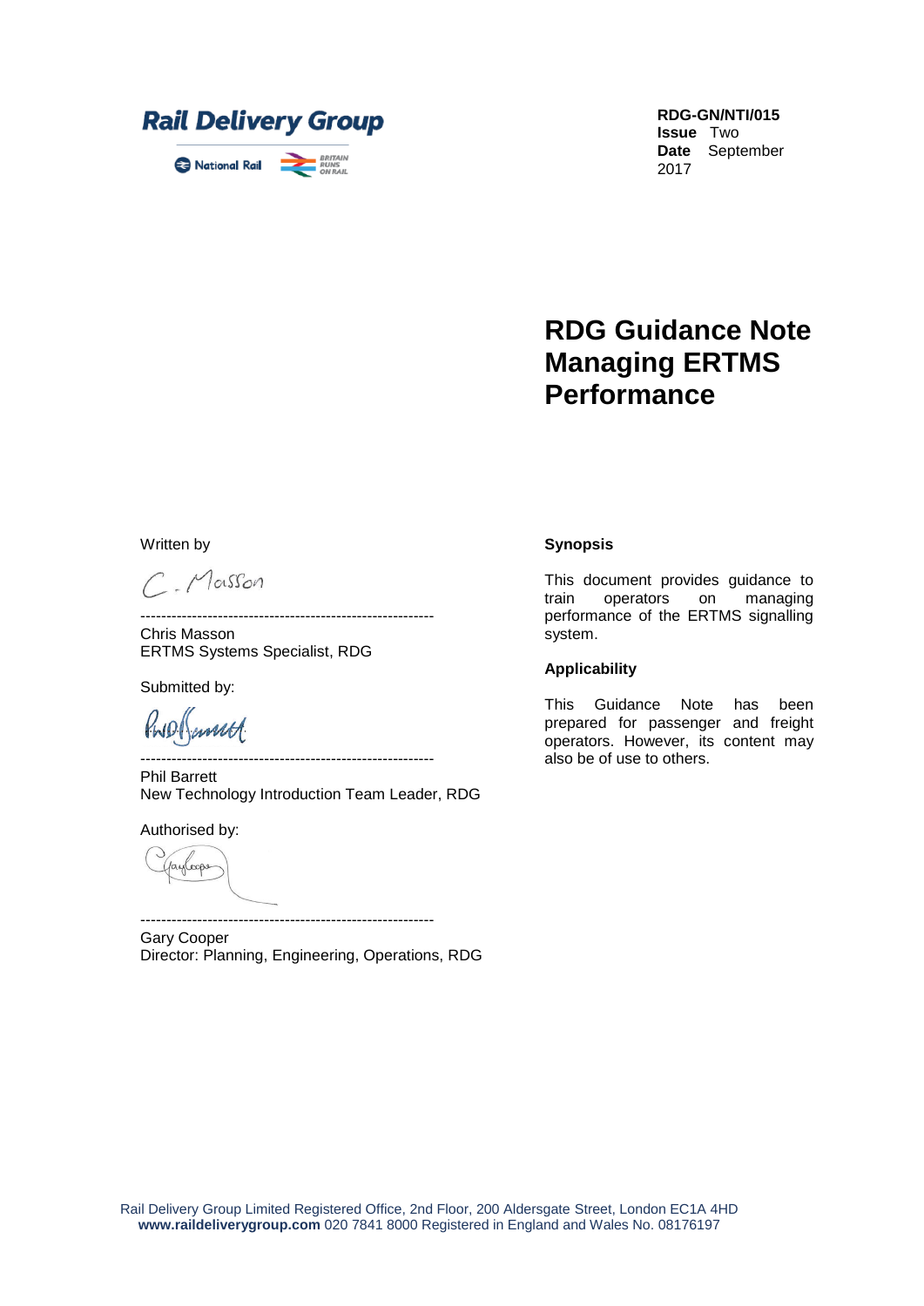**Rail Delivery Group**

National Rail | BRITAIN RUNS ON RAIL

**RDG-GN/NTI/015**
**Issue** Two
**Date** September 2017

# RDG Guidance Note Managing ERTMS Performance

Written by

C. Masson

---------------------------------------------------------
Chris Masson
ERTMS Systems Specialist, RDG

Submitted by:

Phil Barrett

---------------------------------------------------------
Phil Barrett
New Technology Introduction Team Leader, RDG

Authorised by:

Gary Cooper

---------------------------------------------------------
Gary Cooper
Director: Planning, Engineering, Operations, RDG

**Synopsis**

This document provides guidance to train operators on managing performance of the ERTMS signalling system.

**Applicability**

This Guidance Note has been prepared for passenger and freight operators. However, its content may also be of use to others.

Rail Delivery Group Limited Registered Office, 2nd Floor, 200 Aldersgate Street, London EC1A 4HD
**www.raildeliverygroup.com** 020 7841 8000 Registered in England and Wales No. 08176197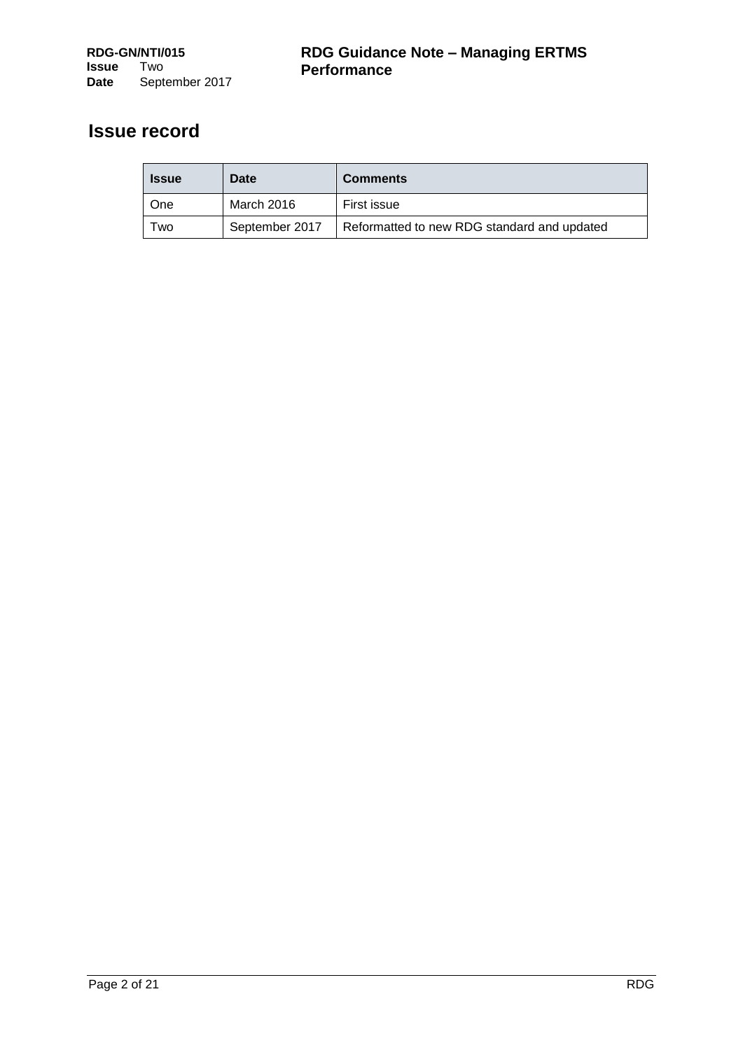# Issue record

| Issue | Date | Comments |
|---|---|---|
| One | March 2016 | First issue |
| Two | September 2017 | Reformatted to new RDG standard and updated |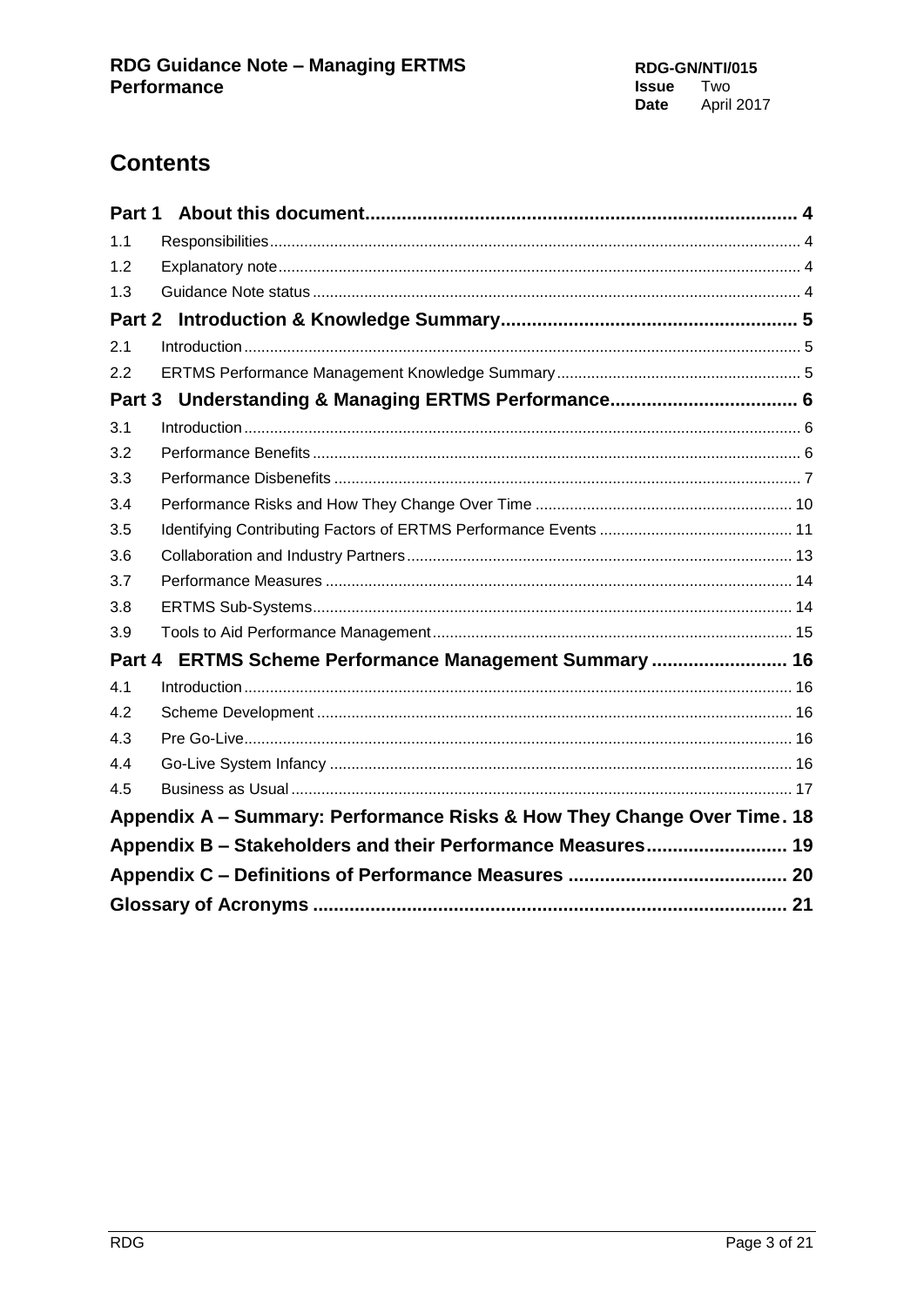# Contents

| | | |
|---|---|---|
| **Part 1** | **About this document** | **4** |
| 1.1 | Responsibilities | 4 |
| 1.2 | Explanatory note | 4 |
| 1.3 | Guidance Note status | 4 |
| **Part 2** | **Introduction & Knowledge Summary** | **5** |
| 2.1 | Introduction | 5 |
| 2.2 | ERTMS Performance Management Knowledge Summary | 5 |
| **Part 3** | **Understanding & Managing ERTMS Performance** | **6** |
| 3.1 | Introduction | 6 |
| 3.2 | Performance Benefits | 6 |
| 3.3 | Performance Disbenefits | 7 |
| 3.4 | Performance Risks and How They Change Over Time | 10 |
| 3.5 | Identifying Contributing Factors of ERTMS Performance Events | 11 |
| 3.6 | Collaboration and Industry Partners | 13 |
| 3.7 | Performance Measures | 14 |
| 3.8 | ERTMS Sub-Systems | 14 |
| 3.9 | Tools to Aid Performance Management | 15 |
| **Part 4** | **ERTMS Scheme Performance Management Summary** | **16** |
| 4.1 | Introduction | 16 |
| 4.2 | Scheme Development | 16 |
| 4.3 | Pre Go-Live | 16 |
| 4.4 | Go-Live System Infancy | 16 |
| 4.5 | Business as Usual | 17 |
| **Appendix A – Summary: Performance Risks & How They Change Over Time** | | **18** |
| **Appendix B – Stakeholders and their Performance Measures** | | **19** |
| **Appendix C – Definitions of Performance Measures** | | **20** |
| **Glossary of Acronyms** | | **21** |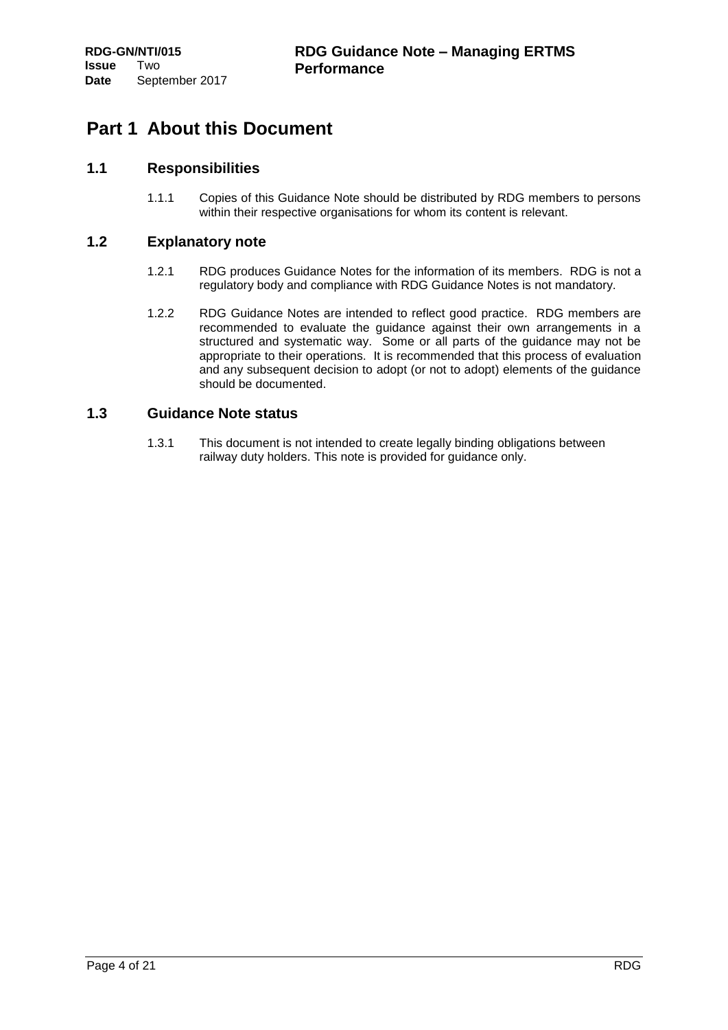# Part 1 About this Document

## 1.1 Responsibilities

1.1.1 Copies of this Guidance Note should be distributed by RDG members to persons within their respective organisations for whom its content is relevant.

## 1.2 Explanatory note

1.2.1 RDG produces Guidance Notes for the information of its members. RDG is not a regulatory body and compliance with RDG Guidance Notes is not mandatory.

1.2.2 RDG Guidance Notes are intended to reflect good practice. RDG members are recommended to evaluate the guidance against their own arrangements in a structured and systematic way. Some or all parts of the guidance may not be appropriate to their operations. It is recommended that this process of evaluation and any subsequent decision to adopt (or not to adopt) elements of the guidance should be documented.

## 1.3 Guidance Note status

1.3.1 This document is not intended to create legally binding obligations between railway duty holders. This note is provided for guidance only.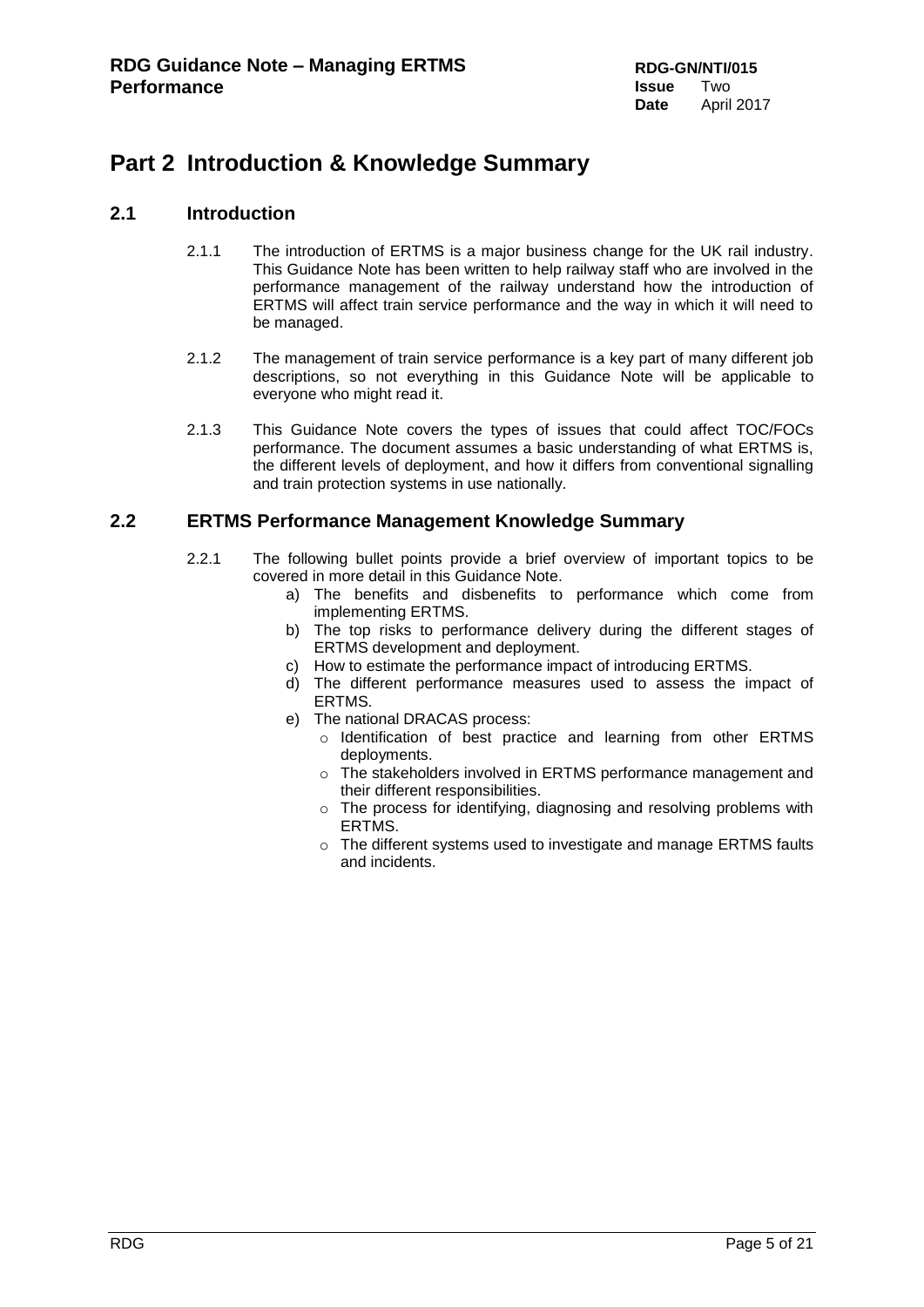# Part 2 Introduction & Knowledge Summary

## 2.1 Introduction

2.1.1 The introduction of ERTMS is a major business change for the UK rail industry. This Guidance Note has been written to help railway staff who are involved in the performance management of the railway understand how the introduction of ERTMS will affect train service performance and the way in which it will need to be managed.

2.1.2 The management of train service performance is a key part of many different job descriptions, so not everything in this Guidance Note will be applicable to everyone who might read it.

2.1.3 This Guidance Note covers the types of issues that could affect TOC/FOCs performance. The document assumes a basic understanding of what ERTMS is, the different levels of deployment, and how it differs from conventional signalling and train protection systems in use nationally.

## 2.2 ERTMS Performance Management Knowledge Summary

2.2.1 The following bullet points provide a brief overview of important topics to be covered in more detail in this Guidance Note.

a) The benefits and disbenefits to performance which come from implementing ERTMS.

b) The top risks to performance delivery during the different stages of ERTMS development and deployment.

c) How to estimate the performance impact of introducing ERTMS.

d) The different performance measures used to assess the impact of ERTMS.

e) The national DRACAS process:
   - Identification of best practice and learning from other ERTMS deployments.
   - The stakeholders involved in ERTMS performance management and their different responsibilities.
   - The process for identifying, diagnosing and resolving problems with ERTMS.
   - The different systems used to investigate and manage ERTMS faults and incidents.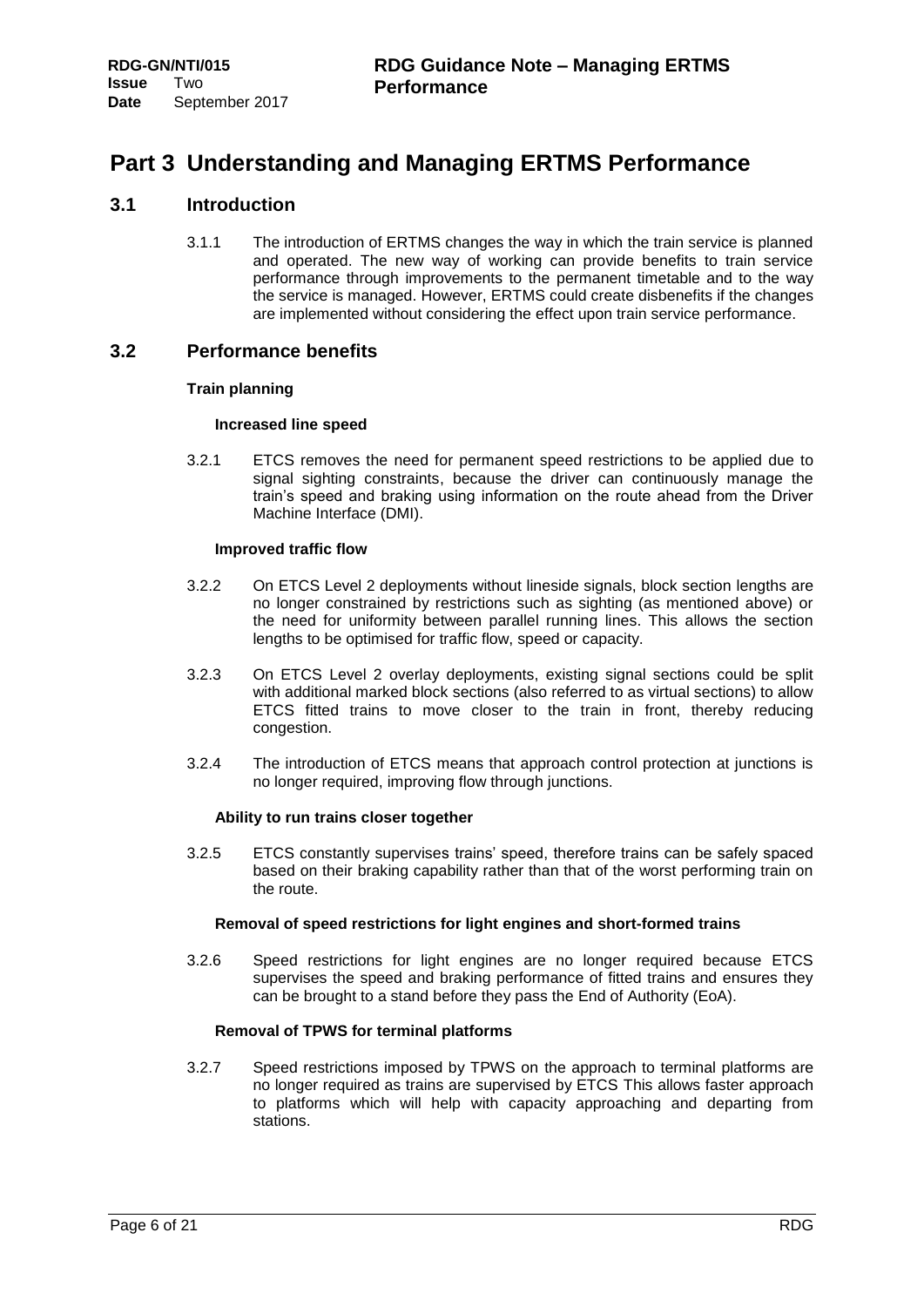# Part 3 Understanding and Managing ERTMS Performance

## 3.1 Introduction

3.1.1 The introduction of ERTMS changes the way in which the train service is planned and operated. The new way of working can provide benefits to train service performance through improvements to the permanent timetable and to the way the service is managed. However, ERTMS could create disbenefits if the changes are implemented without considering the effect upon train service performance.

## 3.2 Performance benefits

### Train planning

#### Increased line speed

3.2.1 ETCS removes the need for permanent speed restrictions to be applied due to signal sighting constraints, because the driver can continuously manage the train's speed and braking using information on the route ahead from the Driver Machine Interface (DMI).

#### Improved traffic flow

3.2.2 On ETCS Level 2 deployments without lineside signals, block section lengths are no longer constrained by restrictions such as sighting (as mentioned above) or the need for uniformity between parallel running lines. This allows the section lengths to be optimised for traffic flow, speed or capacity.

3.2.3 On ETCS Level 2 overlay deployments, existing signal sections could be split with additional marked block sections (also referred to as virtual sections) to allow ETCS fitted trains to move closer to the train in front, thereby reducing congestion.

3.2.4 The introduction of ETCS means that approach control protection at junctions is no longer required, improving flow through junctions.

#### Ability to run trains closer together

3.2.5 ETCS constantly supervises trains' speed, therefore trains can be safely spaced based on their braking capability rather than that of the worst performing train on the route.

#### Removal of speed restrictions for light engines and short-formed trains

3.2.6 Speed restrictions for light engines are no longer required because ETCS supervises the speed and braking performance of fitted trains and ensures they can be brought to a stand before they pass the End of Authority (EoA).

#### Removal of TPWS for terminal platforms

3.2.7 Speed restrictions imposed by TPWS on the approach to terminal platforms are no longer required as trains are supervised by ETCS This allows faster approach to platforms which will help with capacity approaching and departing from stations.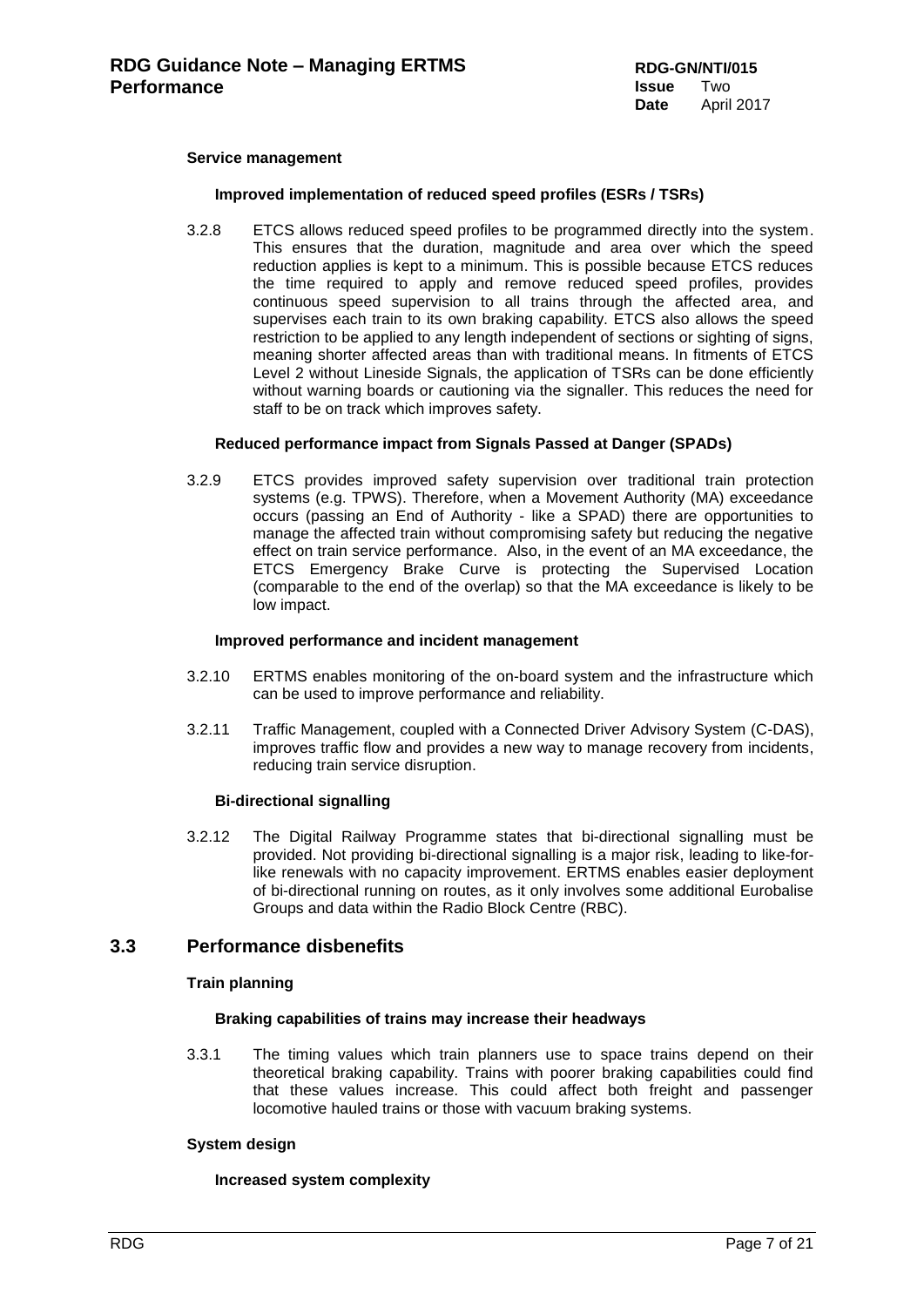**Service management**

**Improved implementation of reduced speed profiles (ESRs / TSRs)**

3.2.8 ETCS allows reduced speed profiles to be programmed directly into the system. This ensures that the duration, magnitude and area over which the speed reduction applies is kept to a minimum. This is possible because ETCS reduces the time required to apply and remove reduced speed profiles, provides continuous speed supervision to all trains through the affected area, and supervises each train to its own braking capability. ETCS also allows the speed restriction to be applied to any length independent of sections or sighting of signs, meaning shorter affected areas than with traditional means. In fitments of ETCS Level 2 without Lineside Signals, the application of TSRs can be done efficiently without warning boards or cautioning via the signaller. This reduces the need for staff to be on track which improves safety.

**Reduced performance impact from Signals Passed at Danger (SPADs)**

3.2.9 ETCS provides improved safety supervision over traditional train protection systems (e.g. TPWS). Therefore, when a Movement Authority (MA) exceedance occurs (passing an End of Authority - like a SPAD) there are opportunities to manage the affected train without compromising safety but reducing the negative effect on train service performance. Also, in the event of an MA exceedance, the ETCS Emergency Brake Curve is protecting the Supervised Location (comparable to the end of the overlap) so that the MA exceedance is likely to be low impact.

**Improved performance and incident management**

3.2.10 ERTMS enables monitoring of the on-board system and the infrastructure which can be used to improve performance and reliability.

3.2.11 Traffic Management, coupled with a Connected Driver Advisory System (C-DAS), improves traffic flow and provides a new way to manage recovery from incidents, reducing train service disruption.

**Bi-directional signalling**

3.2.12 The Digital Railway Programme states that bi-directional signalling must be provided. Not providing bi-directional signalling is a major risk, leading to like-for-like renewals with no capacity improvement. ERTMS enables easier deployment of bi-directional running on routes, as it only involves some additional Eurobalise Groups and data within the Radio Block Centre (RBC).

## 3.3 Performance disbenefits

**Train planning**

**Braking capabilities of trains may increase their headways**

3.3.1 The timing values which train planners use to space trains depend on their theoretical braking capability. Trains with poorer braking capabilities could find that these values increase. This could affect both freight and passenger locomotive hauled trains or those with vacuum braking systems.

**System design**

**Increased system complexity**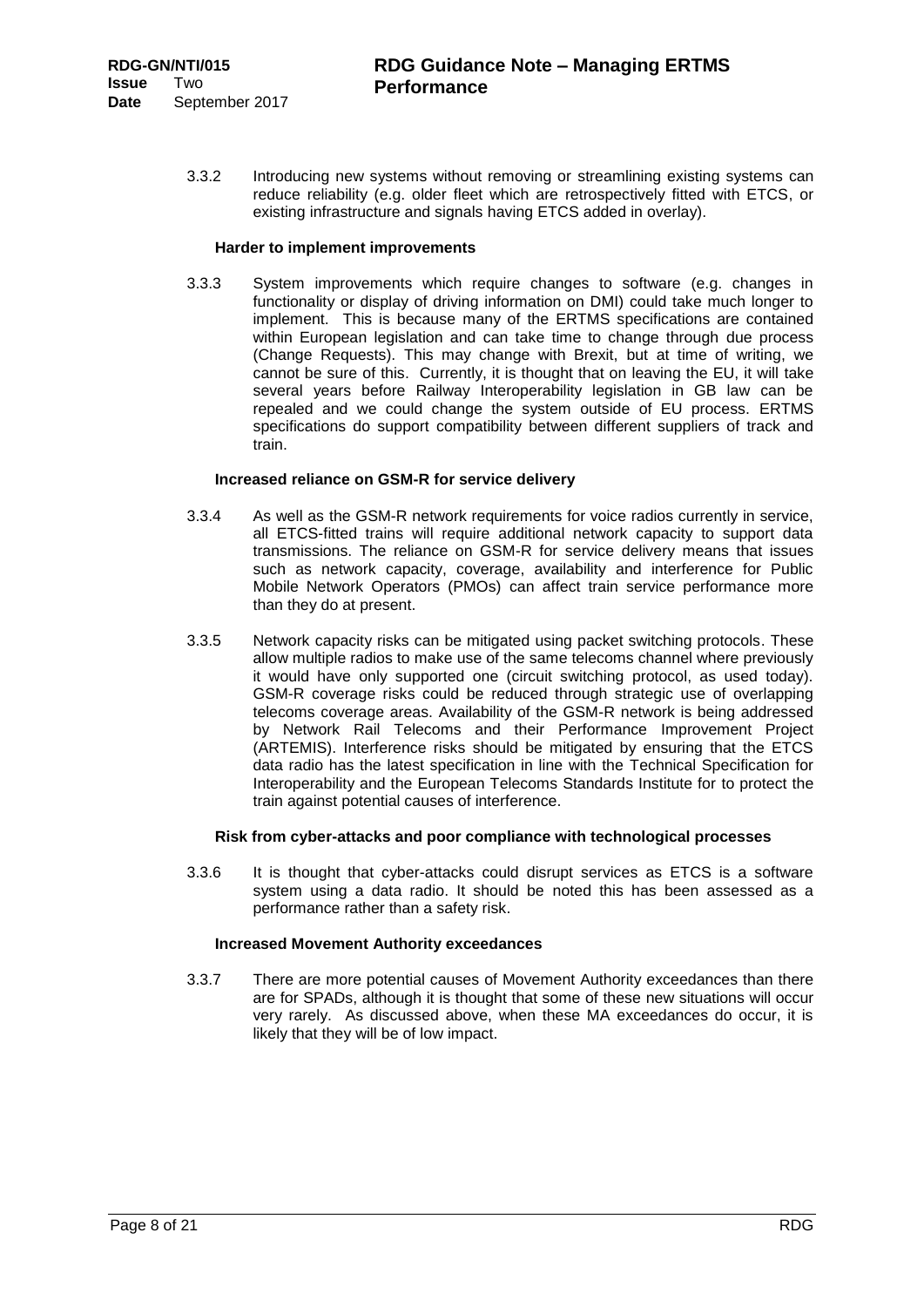3.3.2 Introducing new systems without removing or streamlining existing systems can reduce reliability (e.g. older fleet which are retrospectively fitted with ETCS, or existing infrastructure and signals having ETCS added in overlay).

**Harder to implement improvements**

3.3.3 System improvements which require changes to software (e.g. changes in functionality or display of driving information on DMI) could take much longer to implement. This is because many of the ERTMS specifications are contained within European legislation and can take time to change through due process (Change Requests). This may change with Brexit, but at time of writing, we cannot be sure of this. Currently, it is thought that on leaving the EU, it will take several years before Railway Interoperability legislation in GB law can be repealed and we could change the system outside of EU process. ERTMS specifications do support compatibility between different suppliers of track and train.

**Increased reliance on GSM-R for service delivery**

3.3.4 As well as the GSM-R network requirements for voice radios currently in service, all ETCS-fitted trains will require additional network capacity to support data transmissions. The reliance on GSM-R for service delivery means that issues such as network capacity, coverage, availability and interference for Public Mobile Network Operators (PMOs) can affect train service performance more than they do at present.

3.3.5 Network capacity risks can be mitigated using packet switching protocols. These allow multiple radios to make use of the same telecoms channel where previously it would have only supported one (circuit switching protocol, as used today). GSM-R coverage risks could be reduced through strategic use of overlapping telecoms coverage areas. Availability of the GSM-R network is being addressed by Network Rail Telecoms and their Performance Improvement Project (ARTEMIS). Interference risks should be mitigated by ensuring that the ETCS data radio has the latest specification in line with the Technical Specification for Interoperability and the European Telecoms Standards Institute for to protect the train against potential causes of interference.

**Risk from cyber-attacks and poor compliance with technological processes**

3.3.6 It is thought that cyber-attacks could disrupt services as ETCS is a software system using a data radio. It should be noted this has been assessed as a performance rather than a safety risk.

**Increased Movement Authority exceedances**

3.3.7 There are more potential causes of Movement Authority exceedances than there are for SPADs, although it is thought that some of these new situations will occur very rarely. As discussed above, when these MA exceedances do occur, it is likely that they will be of low impact.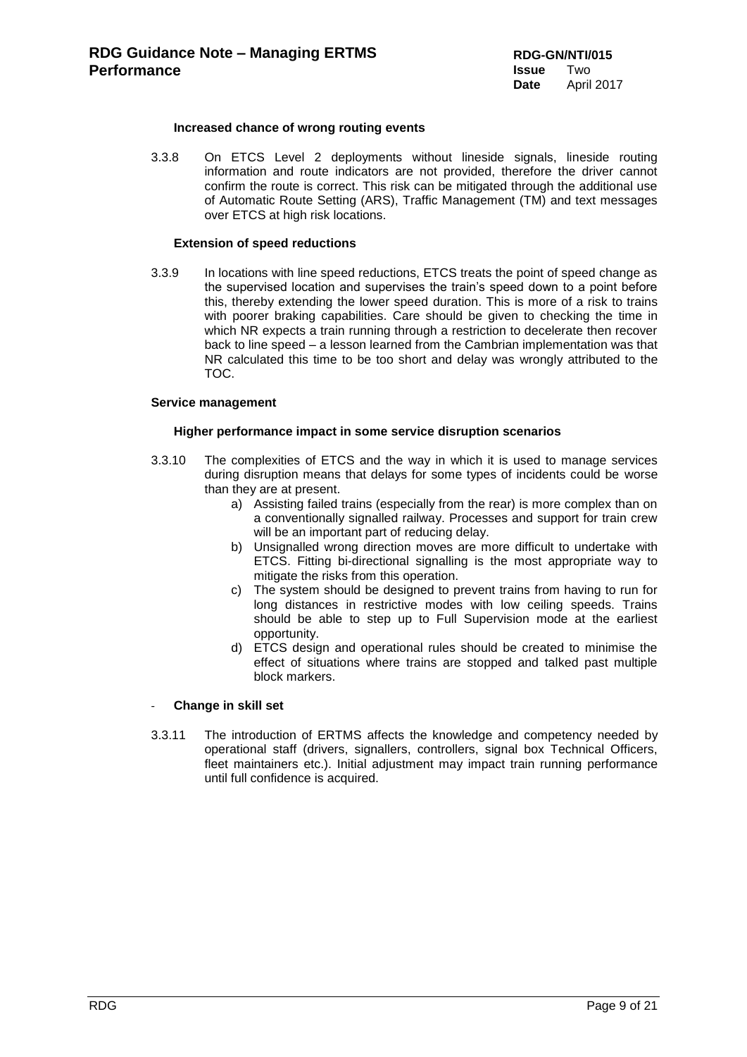#### Increased chance of wrong routing events

3.3.8 On ETCS Level 2 deployments without lineside signals, lineside routing information and route indicators are not provided, therefore the driver cannot confirm the route is correct. This risk can be mitigated through the additional use of Automatic Route Setting (ARS), Traffic Management (TM) and text messages over ETCS at high risk locations.

#### Extension of speed reductions

3.3.9 In locations with line speed reductions, ETCS treats the point of speed change as the supervised location and supervises the train's speed down to a point before this, thereby extending the lower speed duration. This is more of a risk to trains with poorer braking capabilities. Care should be given to checking the time in which NR expects a train running through a restriction to decelerate then recover back to line speed – a lesson learned from the Cambrian implementation was that NR calculated this time to be too short and delay was wrongly attributed to the TOC.

### Service management

#### Higher performance impact in some service disruption scenarios

3.3.10 The complexities of ETCS and the way in which it is used to manage services during disruption means that delays for some types of incidents could be worse than they are at present.

a) Assisting failed trains (especially from the rear) is more complex than on a conventionally signalled railway. Processes and support for train crew will be an important part of reducing delay.

b) Unsignalled wrong direction moves are more difficult to undertake with ETCS. Fitting bi-directional signalling is the most appropriate way to mitigate the risks from this operation.

c) The system should be designed to prevent trains from having to run for long distances in restrictive modes with low ceiling speeds. Trains should be able to step up to Full Supervision mode at the earliest opportunity.

d) ETCS design and operational rules should be created to minimise the effect of situations where trains are stopped and talked past multiple block markers.

- **Change in skill set**

3.3.11 The introduction of ERTMS affects the knowledge and competency needed by operational staff (drivers, signallers, controllers, signal box Technical Officers, fleet maintainers etc.). Initial adjustment may impact train running performance until full confidence is acquired.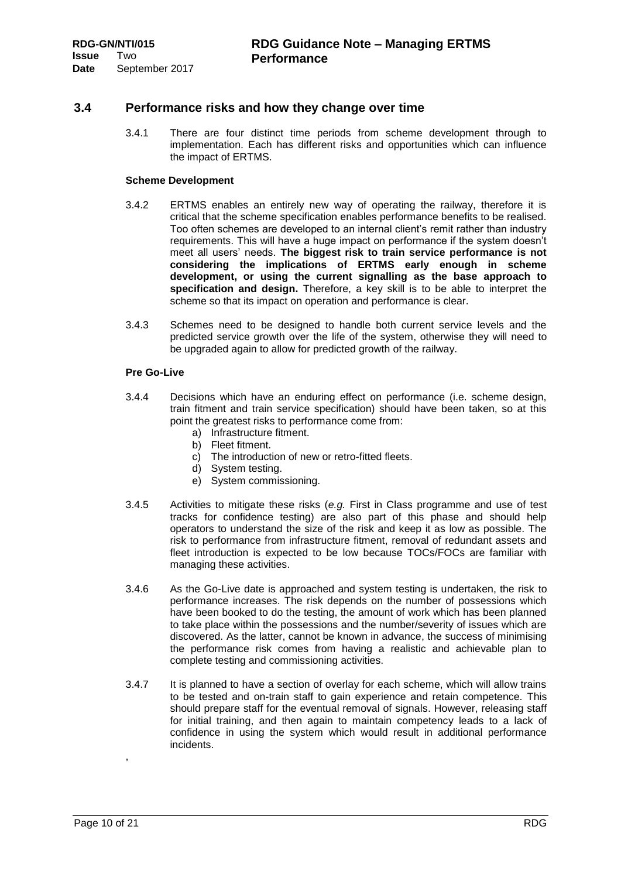## 3.4 Performance risks and how they change over time

3.4.1 There are four distinct time periods from scheme development through to implementation. Each has different risks and opportunities which can influence the impact of ERTMS.

**Scheme Development**

3.4.2 ERTMS enables an entirely new way of operating the railway, therefore it is critical that the scheme specification enables performance benefits to be realised. Too often schemes are developed to an internal client's remit rather than industry requirements. This will have a huge impact on performance if the system doesn't meet all users' needs. **The biggest risk to train service performance is not considering the implications of ERTMS early enough in scheme development, or using the current signalling as the base approach to specification and design.** Therefore, a key skill is to be able to interpret the scheme so that its impact on operation and performance is clear.

3.4.3 Schemes need to be designed to handle both current service levels and the predicted service growth over the life of the system, otherwise they will need to be upgraded again to allow for predicted growth of the railway.

**Pre Go-Live**

3.4.4 Decisions which have an enduring effect on performance (i.e. scheme design, train fitment and train service specification) should have been taken, so at this point the greatest risks to performance come from:

a) Infrastructure fitment.
b) Fleet fitment.
c) The introduction of new or retro-fitted fleets.
d) System testing.
e) System commissioning.

3.4.5 Activities to mitigate these risks (*e.g.* First in Class programme and use of test tracks for confidence testing) are also part of this phase and should help operators to understand the size of the risk and keep it as low as possible. The risk to performance from infrastructure fitment, removal of redundant assets and fleet introduction is expected to be low because TOCs/FOCs are familiar with managing these activities.

3.4.6 As the Go-Live date is approached and system testing is undertaken, the risk to performance increases. The risk depends on the number of possessions which have been booked to do the testing, the amount of work which has been planned to take place within the possessions and the number/severity of issues which are discovered. As the latter, cannot be known in advance, the success of minimising the performance risk comes from having a realistic and achievable plan to complete testing and commissioning activities.

3.4.7 It is planned to have a section of overlay for each scheme, which will allow trains to be tested and on-train staff to gain experience and retain competence. This should prepare staff for the eventual removal of signals. However, releasing staff for initial training, and then again to maintain competency leads to a lack of confidence in using the system which would result in additional performance incidents.

,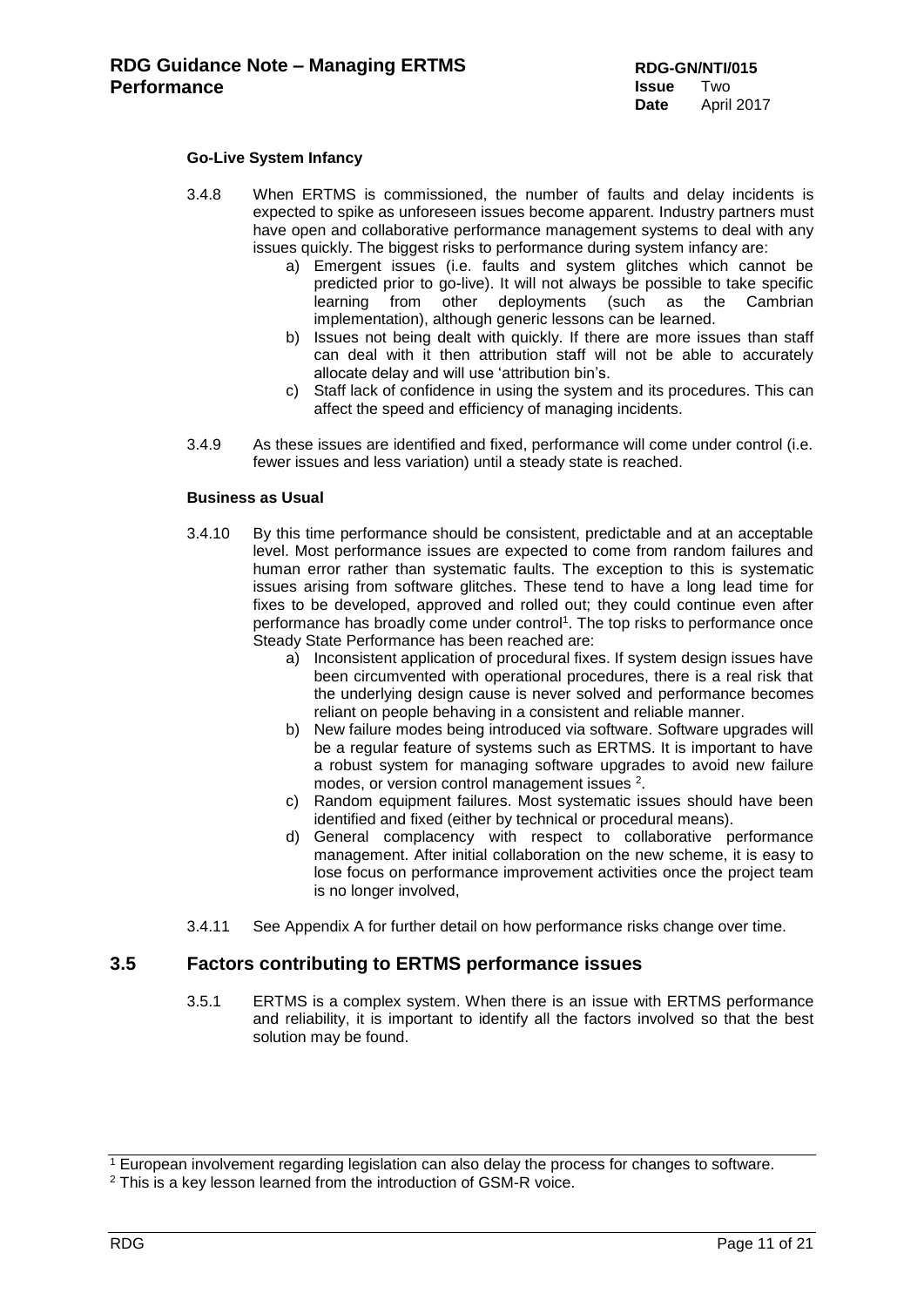**Go-Live System Infancy**

3.4.8 When ERTMS is commissioned, the number of faults and delay incidents is expected to spike as unforeseen issues become apparent. Industry partners must have open and collaborative performance management systems to deal with any issues quickly. The biggest risks to performance during system infancy are:

a) Emergent issues (i.e. faults and system glitches which cannot be predicted prior to go-live). It will not always be possible to take specific learning from other deployments (such as the Cambrian implementation), although generic lessons can be learned.

b) Issues not being dealt with quickly. If there are more issues than staff can deal with it then attribution staff will not be able to accurately allocate delay and will use 'attribution bin's.

c) Staff lack of confidence in using the system and its procedures. This can affect the speed and efficiency of managing incidents.

3.4.9 As these issues are identified and fixed, performance will come under control (i.e. fewer issues and less variation) until a steady state is reached.

**Business as Usual**

3.4.10 By this time performance should be consistent, predictable and at an acceptable level. Most performance issues are expected to come from random failures and human error rather than systematic faults. The exception to this is systematic issues arising from software glitches. These tend to have a long lead time for fixes to be developed, approved and rolled out; they could continue even after performance has broadly come under control[1]. The top risks to performance once Steady State Performance has been reached are:

a) Inconsistent application of procedural fixes. If system design issues have been circumvented with operational procedures, there is a real risk that the underlying design cause is never solved and performance becomes reliant on people behaving in a consistent and reliable manner.

b) New failure modes being introduced via software. Software upgrades will be a regular feature of systems such as ERTMS. It is important to have a robust system for managing software upgrades to avoid new failure modes, or version control management issues [2].

c) Random equipment failures. Most systematic issues should have been identified and fixed (either by technical or procedural means).

d) General complacency with respect to collaborative performance management. After initial collaboration on the new scheme, it is easy to lose focus on performance improvement activities once the project team is no longer involved,

3.4.11 See Appendix A for further detail on how performance risks change over time.

## 3.5 Factors contributing to ERTMS performance issues

3.5.1 ERTMS is a complex system. When there is an issue with ERTMS performance and reliability, it is important to identify all the factors involved so that the best solution may be found.

---

[1] European involvement regarding legislation can also delay the process for changes to software.

[2] This is a key lesson learned from the introduction of GSM-R voice.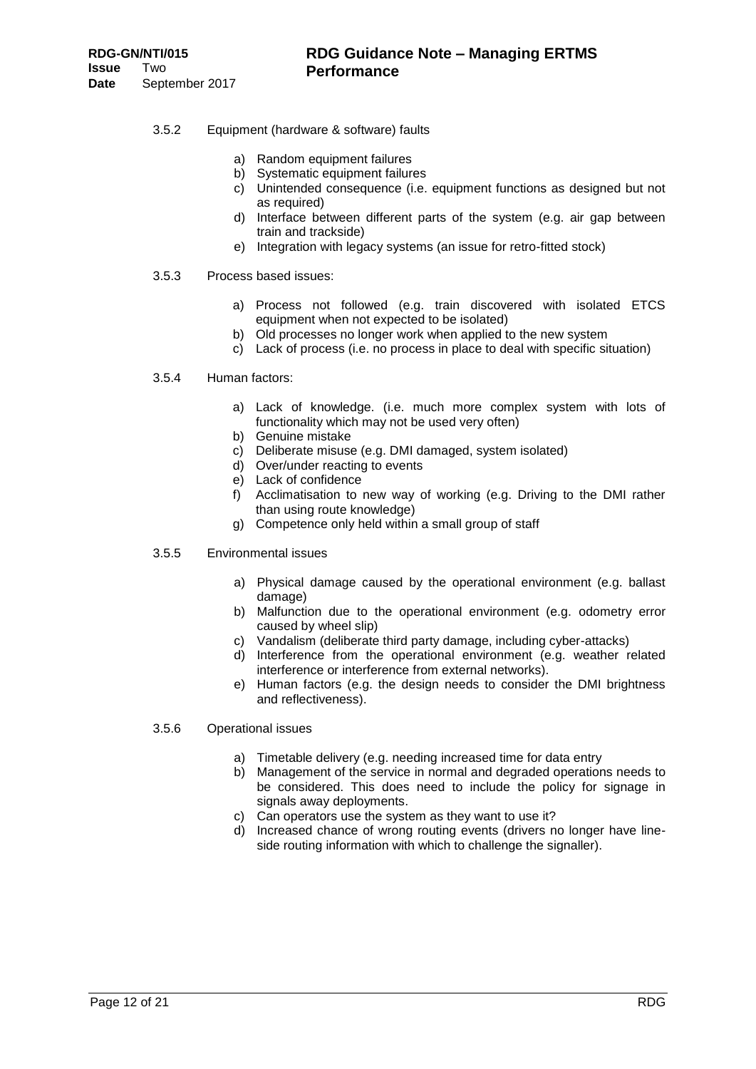3.5.2 Equipment (hardware & software) faults

a) Random equipment failures
b) Systematic equipment failures
c) Unintended consequence (i.e. equipment functions as designed but not as required)
d) Interface between different parts of the system (e.g. air gap between train and trackside)
e) Integration with legacy systems (an issue for retro-fitted stock)

3.5.3 Process based issues:

a) Process not followed (e.g. train discovered with isolated ETCS equipment when not expected to be isolated)
b) Old processes no longer work when applied to the new system
c) Lack of process (i.e. no process in place to deal with specific situation)

3.5.4 Human factors:

a) Lack of knowledge. (i.e. much more complex system with lots of functionality which may not be used very often)
b) Genuine mistake
c) Deliberate misuse (e.g. DMI damaged, system isolated)
d) Over/under reacting to events
e) Lack of confidence
f) Acclimatisation to new way of working (e.g. Driving to the DMI rather than using route knowledge)
g) Competence only held within a small group of staff

3.5.5 Environmental issues

a) Physical damage caused by the operational environment (e.g. ballast damage)
b) Malfunction due to the operational environment (e.g. odometry error caused by wheel slip)
c) Vandalism (deliberate third party damage, including cyber-attacks)
d) Interference from the operational environment (e.g. weather related interference or interference from external networks).
e) Human factors (e.g. the design needs to consider the DMI brightness and reflectiveness).

3.5.6 Operational issues

a) Timetable delivery (e.g. needing increased time for data entry
b) Management of the service in normal and degraded operations needs to be considered. This does need to include the policy for signage in signals away deployments.
c) Can operators use the system as they want to use it?
d) Increased chance of wrong routing events (drivers no longer have line-side routing information with which to challenge the signaller).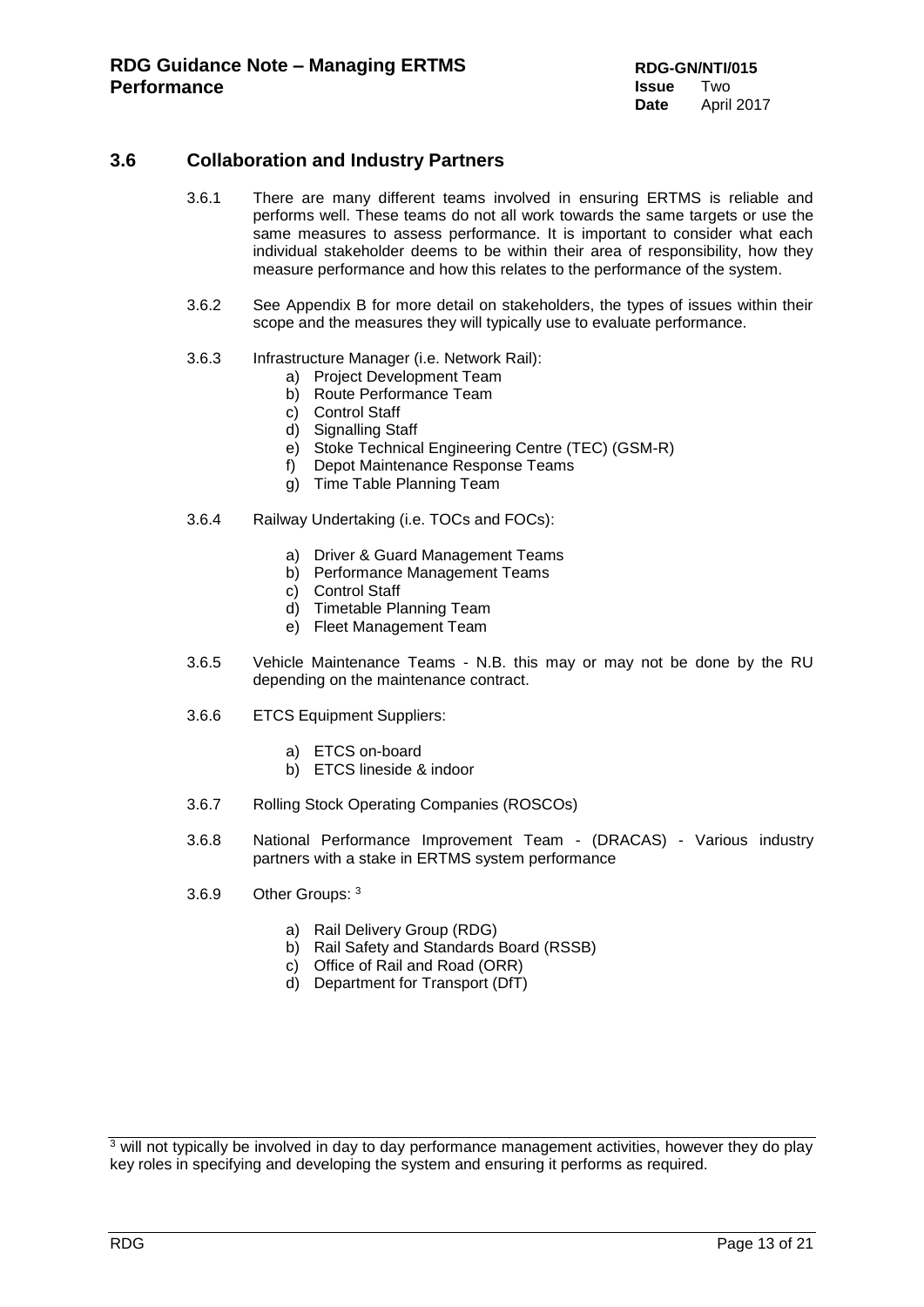## 3.6 Collaboration and Industry Partners

3.6.1 There are many different teams involved in ensuring ERTMS is reliable and performs well. These teams do not all work towards the same targets or use the same measures to assess performance. It is important to consider what each individual stakeholder deems to be within their area of responsibility, how they measure performance and how this relates to the performance of the system.

3.6.2 See Appendix B for more detail on stakeholders, the types of issues within their scope and the measures they will typically use to evaluate performance.

3.6.3 Infrastructure Manager (i.e. Network Rail):

a) Project Development Team
b) Route Performance Team
c) Control Staff
d) Signalling Staff
e) Stoke Technical Engineering Centre (TEC) (GSM-R)
f) Depot Maintenance Response Teams
g) Time Table Planning Team

3.6.4 Railway Undertaking (i.e. TOCs and FOCs):

a) Driver & Guard Management Teams
b) Performance Management Teams
c) Control Staff
d) Timetable Planning Team
e) Fleet Management Team

3.6.5 Vehicle Maintenance Teams - N.B. this may or may not be done by the RU depending on the maintenance contract.

3.6.6 ETCS Equipment Suppliers:

a) ETCS on-board
b) ETCS lineside & indoor

3.6.7 Rolling Stock Operating Companies (ROSCOs)

3.6.8 National Performance Improvement Team - (DRACAS) - Various industry partners with a stake in ERTMS system performance

3.6.9 Other Groups: [3]

a) Rail Delivery Group (RDG)
b) Rail Safety and Standards Board (RSSB)
c) Office of Rail and Road (ORR)
d) Department for Transport (DfT)

[3] will not typically be involved in day to day performance management activities, however they do play key roles in specifying and developing the system and ensuring it performs as required.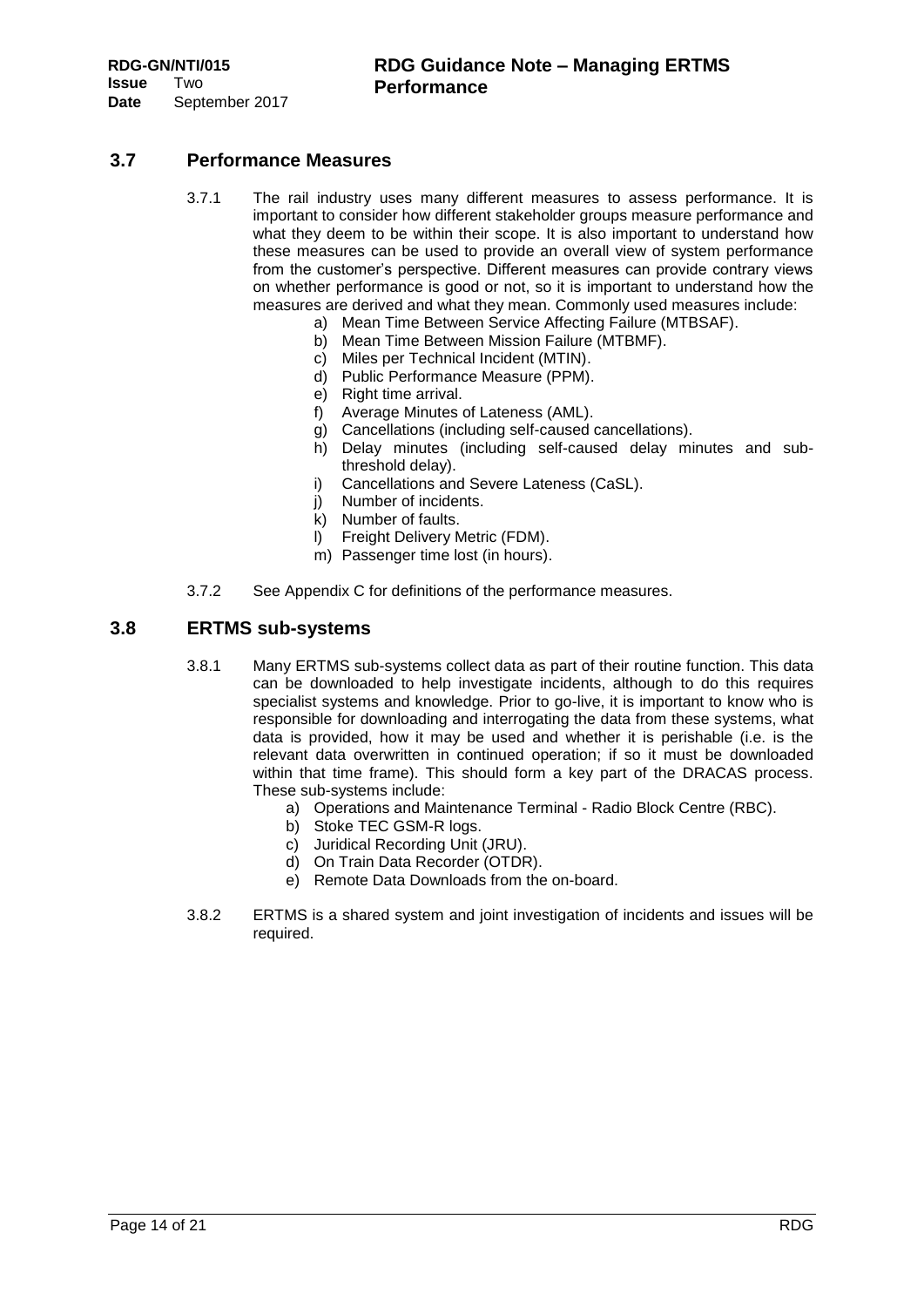## 3.7 Performance Measures

3.7.1 The rail industry uses many different measures to assess performance. It is important to consider how different stakeholder groups measure performance and what they deem to be within their scope. It is also important to understand how these measures can be used to provide an overall view of system performance from the customer's perspective. Different measures can provide contrary views on whether performance is good or not, so it is important to understand how the measures are derived and what they mean. Commonly used measures include:

a) Mean Time Between Service Affecting Failure (MTBSAF).
b) Mean Time Between Mission Failure (MTBMF).
c) Miles per Technical Incident (MTIN).
d) Public Performance Measure (PPM).
e) Right time arrival.
f) Average Minutes of Lateness (AML).
g) Cancellations (including self-caused cancellations).
h) Delay minutes (including self-caused delay minutes and sub-threshold delay).
i) Cancellations and Severe Lateness (CaSL).
j) Number of incidents.
k) Number of faults.
l) Freight Delivery Metric (FDM).
m) Passenger time lost (in hours).

3.7.2 See Appendix C for definitions of the performance measures.

## 3.8 ERTMS sub-systems

3.8.1 Many ERTMS sub-systems collect data as part of their routine function. This data can be downloaded to help investigate incidents, although to do this requires specialist systems and knowledge. Prior to go-live, it is important to know who is responsible for downloading and interrogating the data from these systems, what data is provided, how it may be used and whether it is perishable (i.e. is the relevant data overwritten in continued operation; if so it must be downloaded within that time frame). This should form a key part of the DRACAS process. These sub-systems include:

a) Operations and Maintenance Terminal - Radio Block Centre (RBC).
b) Stoke TEC GSM-R logs.
c) Juridical Recording Unit (JRU).
d) On Train Data Recorder (OTDR).
e) Remote Data Downloads from the on-board.

3.8.2 ERTMS is a shared system and joint investigation of incidents and issues will be required.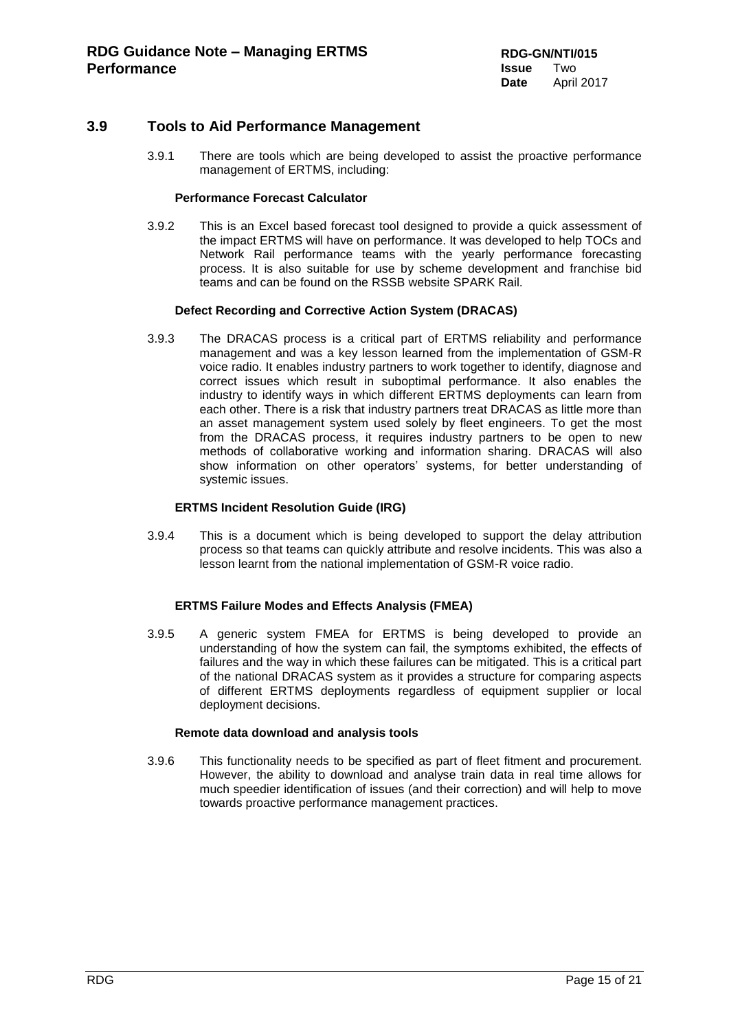## 3.9 Tools to Aid Performance Management

3.9.1 There are tools which are being developed to assist the proactive performance management of ERTMS, including:

**Performance Forecast Calculator**

3.9.2 This is an Excel based forecast tool designed to provide a quick assessment of the impact ERTMS will have on performance. It was developed to help TOCs and Network Rail performance teams with the yearly performance forecasting process. It is also suitable for use by scheme development and franchise bid teams and can be found on the RSSB website SPARK Rail.

**Defect Recording and Corrective Action System (DRACAS)**

3.9.3 The DRACAS process is a critical part of ERTMS reliability and performance management and was a key lesson learned from the implementation of GSM-R voice radio. It enables industry partners to work together to identify, diagnose and correct issues which result in suboptimal performance. It also enables the industry to identify ways in which different ERTMS deployments can learn from each other. There is a risk that industry partners treat DRACAS as little more than an asset management system used solely by fleet engineers. To get the most from the DRACAS process, it requires industry partners to be open to new methods of collaborative working and information sharing. DRACAS will also show information on other operators' systems, for better understanding of systemic issues.

**ERTMS Incident Resolution Guide (IRG)**

3.9.4 This is a document which is being developed to support the delay attribution process so that teams can quickly attribute and resolve incidents. This was also a lesson learnt from the national implementation of GSM-R voice radio.

**ERTMS Failure Modes and Effects Analysis (FMEA)**

3.9.5 A generic system FMEA for ERTMS is being developed to provide an understanding of how the system can fail, the symptoms exhibited, the effects of failures and the way in which these failures can be mitigated. This is a critical part of the national DRACAS system as it provides a structure for comparing aspects of different ERTMS deployments regardless of equipment supplier or local deployment decisions.

**Remote data download and analysis tools**

3.9.6 This functionality needs to be specified as part of fleet fitment and procurement. However, the ability to download and analyse train data in real time allows for much speedier identification of issues (and their correction) and will help to move towards proactive performance management practices.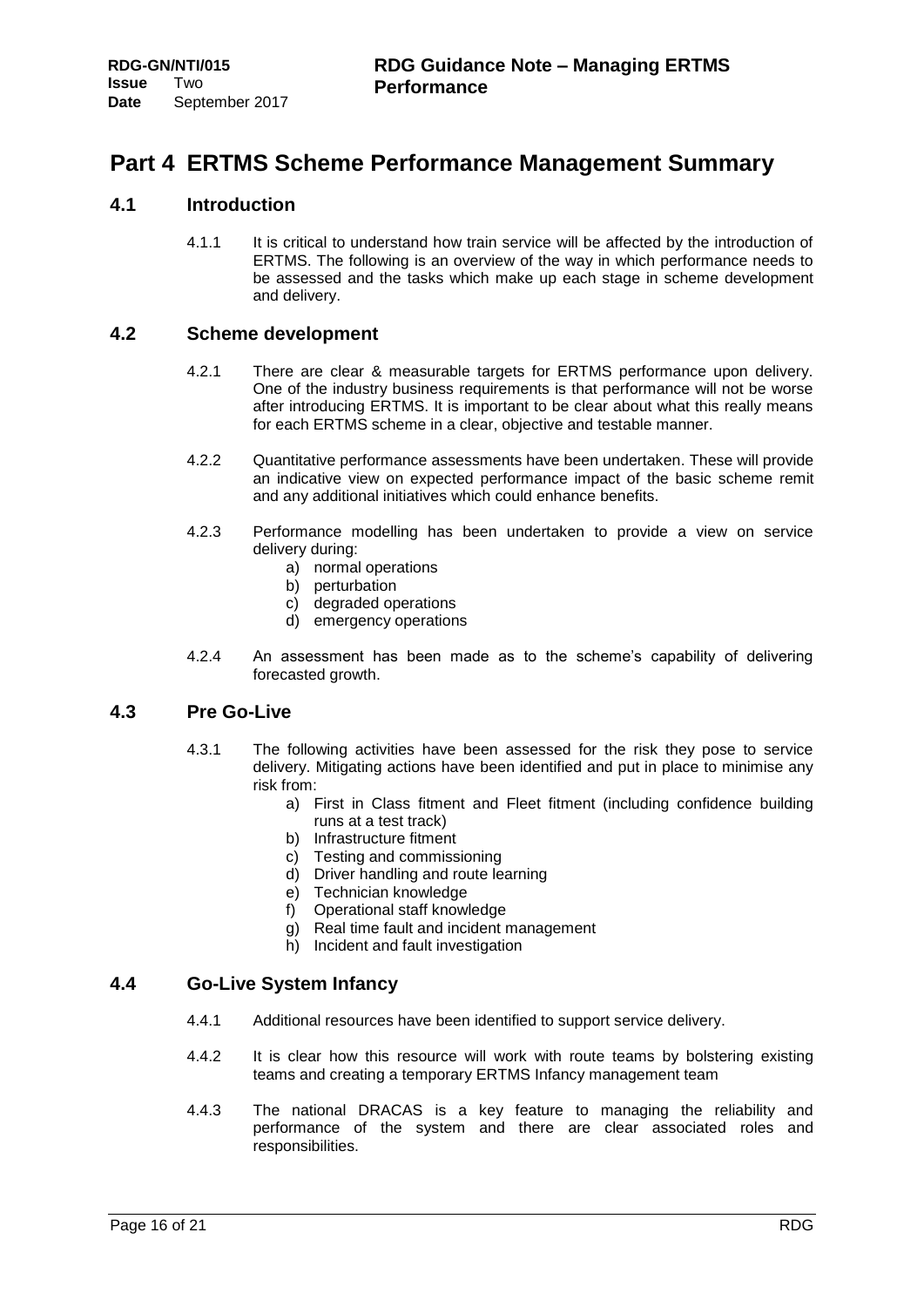# Part 4 ERTMS Scheme Performance Management Summary

## 4.1 Introduction

4.1.1 It is critical to understand how train service will be affected by the introduction of ERTMS. The following is an overview of the way in which performance needs to be assessed and the tasks which make up each stage in scheme development and delivery.

## 4.2 Scheme development

4.2.1 There are clear & measurable targets for ERTMS performance upon delivery. One of the industry business requirements is that performance will not be worse after introducing ERTMS. It is important to be clear about what this really means for each ERTMS scheme in a clear, objective and testable manner.

4.2.2 Quantitative performance assessments have been undertaken. These will provide an indicative view on expected performance impact of the basic scheme remit and any additional initiatives which could enhance benefits.

4.2.3 Performance modelling has been undertaken to provide a view on service delivery during:

a) normal operations
b) perturbation
c) degraded operations
d) emergency operations

4.2.4 An assessment has been made as to the scheme's capability of delivering forecasted growth.

## 4.3 Pre Go-Live

4.3.1 The following activities have been assessed for the risk they pose to service delivery. Mitigating actions have been identified and put in place to minimise any risk from:

a) First in Class fitment and Fleet fitment (including confidence building runs at a test track)
b) Infrastructure fitment
c) Testing and commissioning
d) Driver handling and route learning
e) Technician knowledge
f) Operational staff knowledge
g) Real time fault and incident management
h) Incident and fault investigation

## 4.4 Go-Live System Infancy

4.4.1 Additional resources have been identified to support service delivery.

4.4.2 It is clear how this resource will work with route teams by bolstering existing teams and creating a temporary ERTMS Infancy management team

4.4.3 The national DRACAS is a key feature to managing the reliability and performance of the system and there are clear associated roles and responsibilities.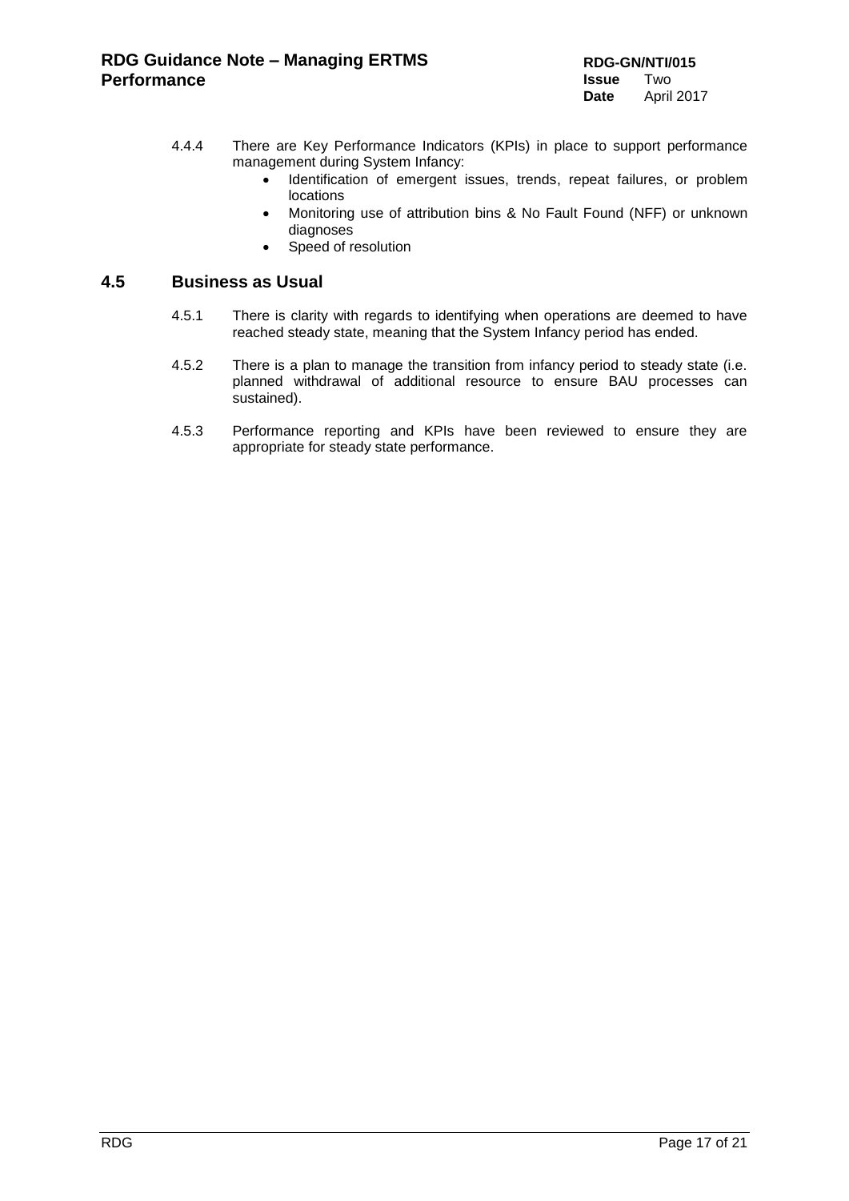4.4.4 There are Key Performance Indicators (KPIs) in place to support performance management during System Infancy:

- Identification of emergent issues, trends, repeat failures, or problem locations
- Monitoring use of attribution bins & No Fault Found (NFF) or unknown diagnoses
- Speed of resolution

## 4.5 Business as Usual

4.5.1 There is clarity with regards to identifying when operations are deemed to have reached steady state, meaning that the System Infancy period has ended.

4.5.2 There is a plan to manage the transition from infancy period to steady state (i.e. planned withdrawal of additional resource to ensure BAU processes can sustained).

4.5.3 Performance reporting and KPIs have been reviewed to ensure they are appropriate for steady state performance.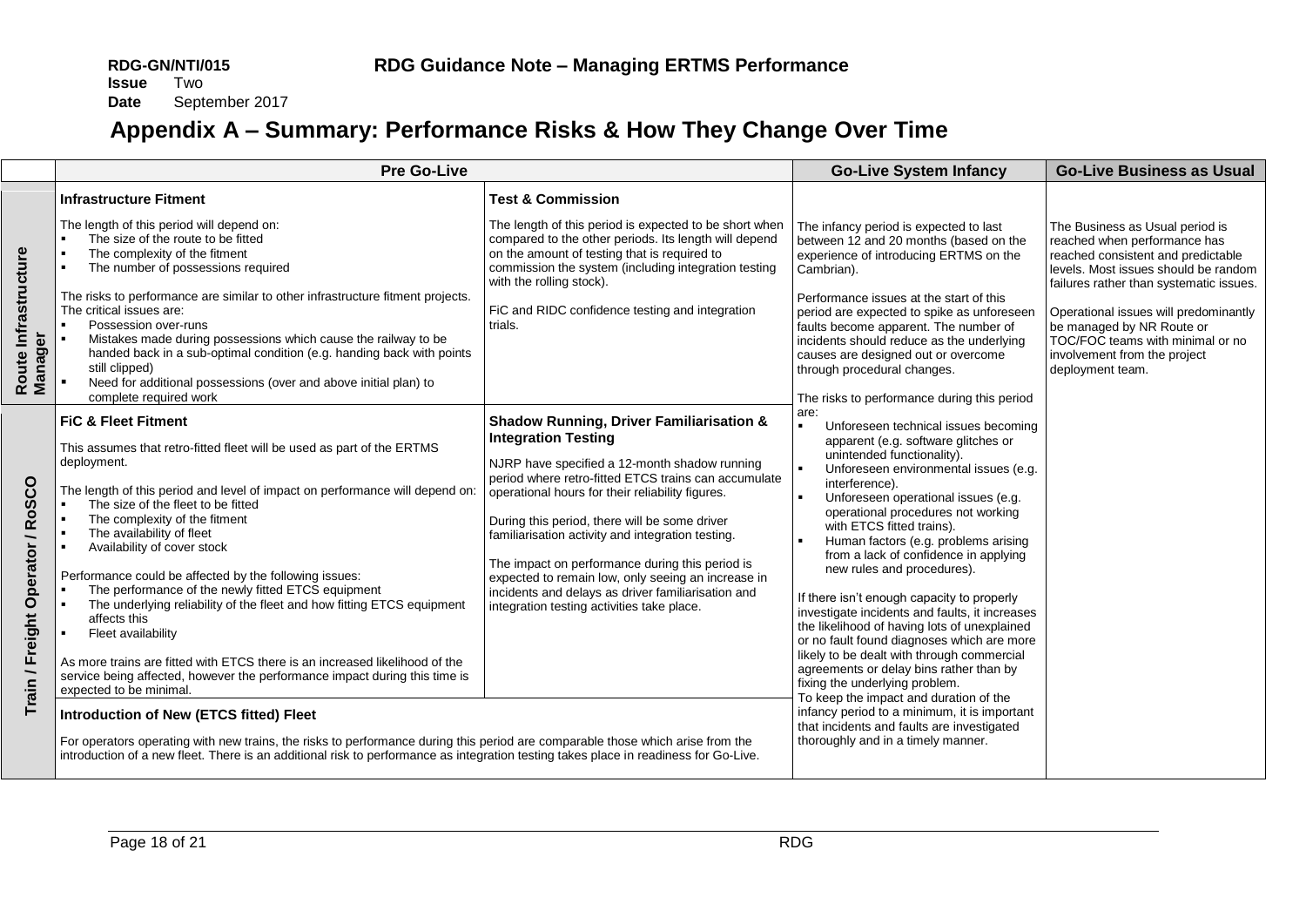# Appendix A – Summary: Performance Risks & How They Change Over Time

| | Pre Go-Live | | Go-Live System Infancy | Go-Live Business as Usual |
|---|---|---|---|---|
| **Route Infrastructure Manager** | **Infrastructure Fitment**<br><br>The length of this period will depend on:<br>▪ The size of the route to be fitted<br>▪ The complexity of the fitment<br>▪ The number of possessions required<br><br>The risks to performance are similar to other infrastructure fitment projects. The critical issues are:<br>▪ Possession over-runs<br>▪ Mistakes made during possessions which cause the railway to be handed back in a sub-optimal condition (e.g. handing back with points still clipped)<br>▪ Need for additional possessions (over and above initial plan) to complete required work | **Test & Commission**<br><br>The length of this period is expected to be short when compared to the other periods. Its length will depend on the amount of testing that is required to commission the system (including integration testing with the rolling stock).<br><br>FiC and RIDC confidence testing and integration trials. | The infancy period is expected to last between 12 and 20 months (based on the experience of introducing ERTMS on the Cambrian).<br><br>Performance issues at the start of this period are expected to spike as unforeseen faults become apparent. The number of incidents should reduce as the underlying causes are designed out or overcome through procedural changes.<br><br>The risks to performance during this period are:<br>▪ Unforeseen technical issues becoming apparent (e.g. software glitches or unintended functionality).<br>▪ Unforeseen environmental issues (e.g. interference).<br>▪ Unforeseen operational issues (e.g. operational procedures not working with ETCS fitted trains).<br>▪ Human factors (e.g. problems arising from a lack of confidence in applying new rules and procedures).<br><br>If there isn't enough capacity to properly investigate incidents and faults, it increases the likelihood of having lots of unexplained or no fault found diagnoses which are more likely to be dealt with through commercial agreements or delay bins rather than by fixing the underlying problem.<br>To keep the impact and duration of the infancy period to a minimum, it is important that incidents and faults are investigated thoroughly and in a timely manner. | The Business as Usual period is reached when performance has reached consistent and predictable levels. Most issues should be random failures rather than systematic issues.<br><br>Operational issues will predominantly be managed by NR Route or TOC/FOC teams with minimal or no involvement from the project deployment team. |
| **Train / Freight Operator / RoSCO** | **FiC & Fleet Fitment**<br><br>This assumes that retro-fitted fleet will be used as part of the ERTMS deployment.<br><br>The length of this period and level of impact on performance will depend on:<br>▪ The size of the fleet to be fitted<br>▪ The complexity of the fitment<br>▪ The availability of fleet<br>▪ Availability of cover stock<br><br>Performance could be affected by the following issues:<br>▪ The performance of the newly fitted ETCS equipment<br>▪ The underlying reliability of the fleet and how fitting ETCS equipment affects this<br>▪ Fleet availability<br><br>As more trains are fitted with ETCS there is an increased likelihood of the service being affected, however the performance impact during this time is expected to be minimal. | **Shadow Running, Driver Familiarisation & Integration Testing**<br><br>NJRP have specified a 12-month shadow running period where retro-fitted ETCS trains can accumulate operational hours for their reliability figures.<br><br>During this period, there will be some driver familiarisation activity and integration testing.<br><br>The impact on performance during this period is expected to remain low, only seeing an increase in incidents and delays as driver familiarisation and integration testing activities take place. | | |
| | **Introduction of New (ETCS fitted) Fleet**<br><br>For operators operating with new trains, the risks to performance during this period are comparable those which arise from the introduction of a new fleet. There is an additional risk to performance as integration testing takes place in readiness for Go-Live. | | | |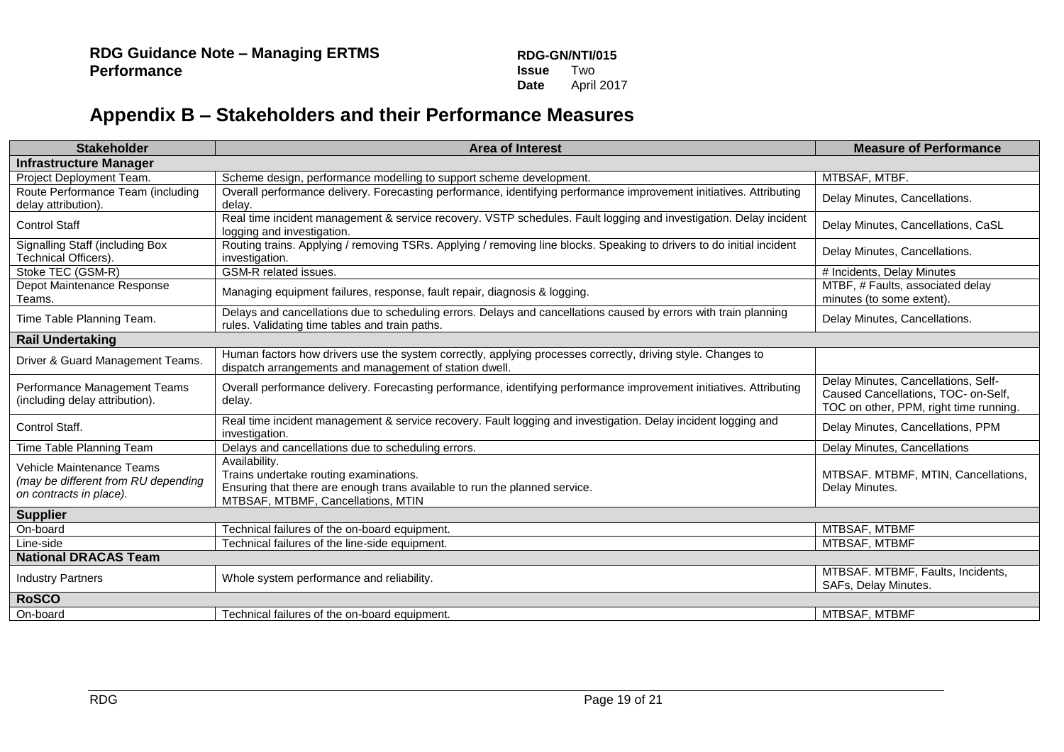# Appendix B – Stakeholders and their Performance Measures

| Stakeholder | Area of Interest | Measure of Performance |
|---|---|---|
| **Infrastructure Manager** | | |
| Project Deployment Team. | Scheme design, performance modelling to support scheme development. | MTBSAF, MTBF. |
| Route Performance Team (including delay attribution). | Overall performance delivery. Forecasting performance, identifying performance improvement initiatives. Attributing delay. | Delay Minutes, Cancellations. |
| Control Staff | Real time incident management & service recovery. VSTP schedules. Fault logging and investigation. Delay incident logging and investigation. | Delay Minutes, Cancellations, CaSL |
| Signalling Staff (including Box Technical Officers). | Routing trains. Applying / removing TSRs. Applying / removing line blocks. Speaking to drivers to do initial incident investigation. | Delay Minutes, Cancellations. |
| Stoke TEC (GSM-R) | GSM-R related issues. | # Incidents, Delay Minutes |
| Depot Maintenance Response Teams. | Managing equipment failures, response, fault repair, diagnosis & logging. | MTBF, # Faults, associated delay minutes (to some extent). |
| Time Table Planning Team. | Delays and cancellations due to scheduling errors. Delays and cancellations caused by errors with train planning rules. Validating time tables and train paths. | Delay Minutes, Cancellations. |
| **Rail Undertaking** | | |
| Driver & Guard Management Teams. | Human factors how drivers use the system correctly, applying processes correctly, driving style. Changes to dispatch arrangements and management of station dwell. | |
| Performance Management Teams (including delay attribution). | Overall performance delivery. Forecasting performance, identifying performance improvement initiatives. Attributing delay. | Delay Minutes, Cancellations, Self-Caused Cancellations, TOC- on-Self, TOC on other, PPM, right time running. |
| Control Staff. | Real time incident management & service recovery. Fault logging and investigation. Delay incident logging and investigation. | Delay Minutes, Cancellations, PPM |
| Time Table Planning Team | Delays and cancellations due to scheduling errors. | Delay Minutes, Cancellations |
| Vehicle Maintenance Teams *(may be different from RU depending on contracts in place).* | Availability.<br>Trains undertake routing examinations.<br>Ensuring that there are enough trans available to run the planned service.<br>MTBSAF, MTBMF, Cancellations, MTIN | MTBSAF. MTBMF, MTIN, Cancellations, Delay Minutes. |
| **Supplier** | | |
| On-board | Technical failures of the on-board equipment. | MTBSAF, MTBMF |
| Line-side | Technical failures of the line-side equipment. | MTBSAF, MTBMF |
| **National DRACAS Team** | | |
| Industry Partners | Whole system performance and reliability. | MTBSAF. MTBMF, Faults, Incidents, SAFs, Delay Minutes. |
| **RoSCO** | | |
| On-board | Technical failures of the on-board equipment. | MTBSAF, MTBMF |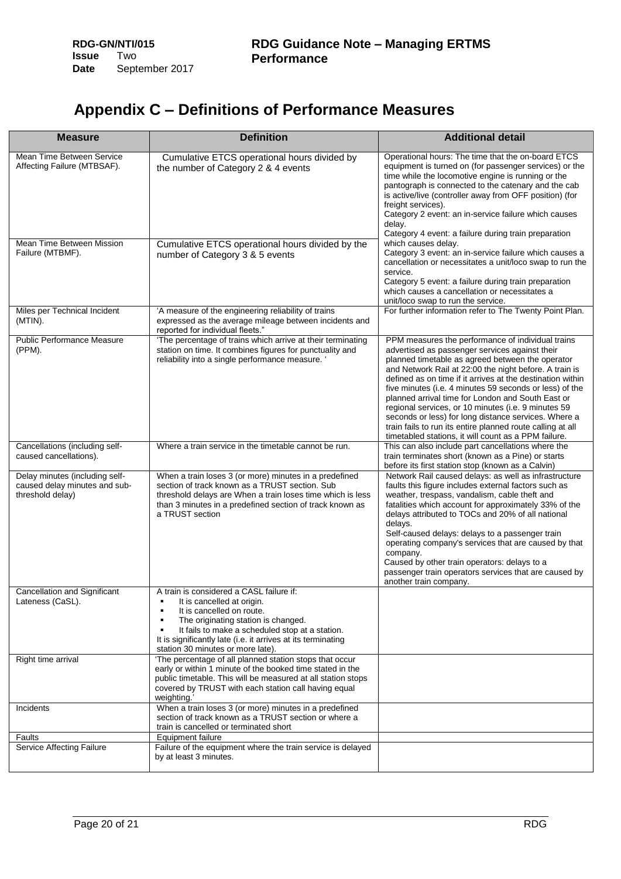# Appendix C – Definitions of Performance Measures

| Measure | Definition | Additional detail |
|---|---|---|
| Mean Time Between Service Affecting Failure (MTBSAF). | Cumulative ETCS operational hours divided by the number of Category 2 & 4 events | Operational hours: The time that the on-board ETCS equipment is turned on (for passenger services) or the time while the locomotive engine is running or the pantograph is connected to the catenary and the cab is active/live (controller away from OFF position) (for freight services).<br>Category 2 event: an in-service failure which causes delay.<br>Category 4 event: a failure during train preparation which causes delay.<br>Category 3 event: an in-service failure which causes a cancellation or necessitates a unit/loco swap to run the service.<br>Category 5 event: a failure during train preparation which causes a cancellation or necessitates a unit/loco swap to run the service. |
| Mean Time Between Mission Failure (MTBMF). | Cumulative ETCS operational hours divided by the number of Category 3 & 5 events | |
| Miles per Technical Incident (MTIN). | 'A measure of the engineering reliability of trains expressed as the average mileage between incidents and reported for individual fleets." | For further information refer to The Twenty Point Plan. |
| Public Performance Measure (PPM). | 'The percentage of trains which arrive at their terminating station on time. It combines figures for punctuality and reliability into a single performance measure. ' | PPM measures the performance of individual trains advertised as passenger services against their planned timetable as agreed between the operator and Network Rail at 22:00 the night before. A train is defined as on time if it arrives at the destination within five minutes (i.e. 4 minutes 59 seconds or less) of the planned arrival time for London and South East or regional services, or 10 minutes (i.e. 9 minutes 59 seconds or less) for long distance services. Where a train fails to run its entire planned route calling at all timetabled stations, it will count as a PPM failure. |
| Cancellations (including self-caused cancellations). | Where a train service in the timetable cannot be run. | This can also include part cancellations where the train terminates short (known as a Pine) or starts before its first station stop (known as a Calvin) |
| Delay minutes (including self-caused delay minutes and sub-threshold delay) | When a train loses 3 (or more) minutes in a predefined section of track known as a TRUST section. Sub threshold delays are When a train loses time which is less than 3 minutes in a predefined section of track known as a TRUST section | Network Rail caused delays: as well as infrastructure faults this figure includes external factors such as weather, trespass, vandalism, cable theft and fatalities which account for approximately 33% of the delays attributed to TOCs and 20% of all national delays.<br>Self-caused delays: delays to a passenger train operating company's services that are caused by that company.<br>Caused by other train operators: delays to a passenger train operators services that are caused by another train company. |
| Cancellation and Significant Lateness (CaSL). | A train is considered a CASL failure if:<br>▪ It is cancelled at origin.<br>▪ It is cancelled on route.<br>▪ The originating station is changed.<br>▪ It fails to make a scheduled stop at a station.<br>It is significantly late (i.e. it arrives at its terminating station 30 minutes or more late). | |
| Right time arrival | 'The percentage of all planned station stops that occur early or within 1 minute of the booked time stated in the public timetable. This will be measured at all station stops covered by TRUST with each station call having equal weighting.' | |
| Incidents | When a train loses 3 (or more) minutes in a predefined section of track known as a TRUST section or where a train is cancelled or terminated short | |
| Faults | Equipment failure | |
| Service Affecting Failure | Failure of the equipment where the train service is delayed by at least 3 minutes. | |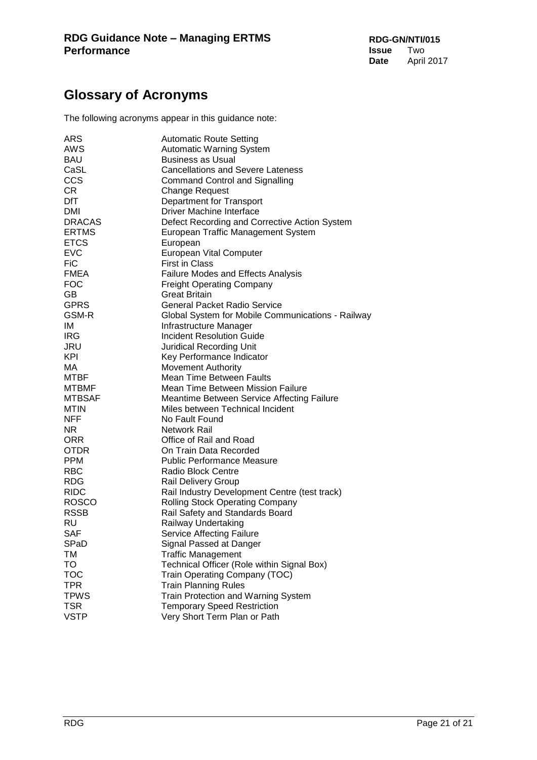# Glossary of Acronyms

The following acronyms appear in this guidance note:

| | |
|---|---|
| ARS | Automatic Route Setting |
| AWS | Automatic Warning System |
| BAU | Business as Usual |
| CaSL | Cancellations and Severe Lateness |
| CCS | Command Control and Signalling |
| CR | Change Request |
| DfT | Department for Transport |
| DMI | Driver Machine Interface |
| DRACAS | Defect Recording and Corrective Action System |
| ERTMS | European Traffic Management System |
| ETCS | European |
| EVC | European Vital Computer |
| FiC | First in Class |
| FMEA | Failure Modes and Effects Analysis |
| FOC | Freight Operating Company |
| GB | Great Britain |
| GPRS | General Packet Radio Service |
| GSM-R | Global System for Mobile Communications - Railway |
| IM | Infrastructure Manager |
| IRG | Incident Resolution Guide |
| JRU | Juridical Recording Unit |
| KPI | Key Performance Indicator |
| MA | Movement Authority |
| MTBF | Mean Time Between Faults |
| MTBMF | Mean Time Between Mission Failure |
| MTBSAF | Meantime Between Service Affecting Failure |
| MTIN | Miles between Technical Incident |
| NFF | No Fault Found |
| NR | Network Rail |
| ORR | Office of Rail and Road |
| OTDR | On Train Data Recorded |
| PPM | Public Performance Measure |
| RBC | Radio Block Centre |
| RDG | Rail Delivery Group |
| RIDC | Rail Industry Development Centre (test track) |
| ROSCO | Rolling Stock Operating Company |
| RSSB | Rail Safety and Standards Board |
| RU | Railway Undertaking |
| SAF | Service Affecting Failure |
| SPaD | Signal Passed at Danger |
| TM | Traffic Management |
| TO | Technical Officer (Role within Signal Box) |
| TOC | Train Operating Company (TOC) |
| TPR | Train Planning Rules |
| TPWS | Train Protection and Warning System |
| TSR | Temporary Speed Restriction |
| VSTP | Very Short Term Plan or Path |